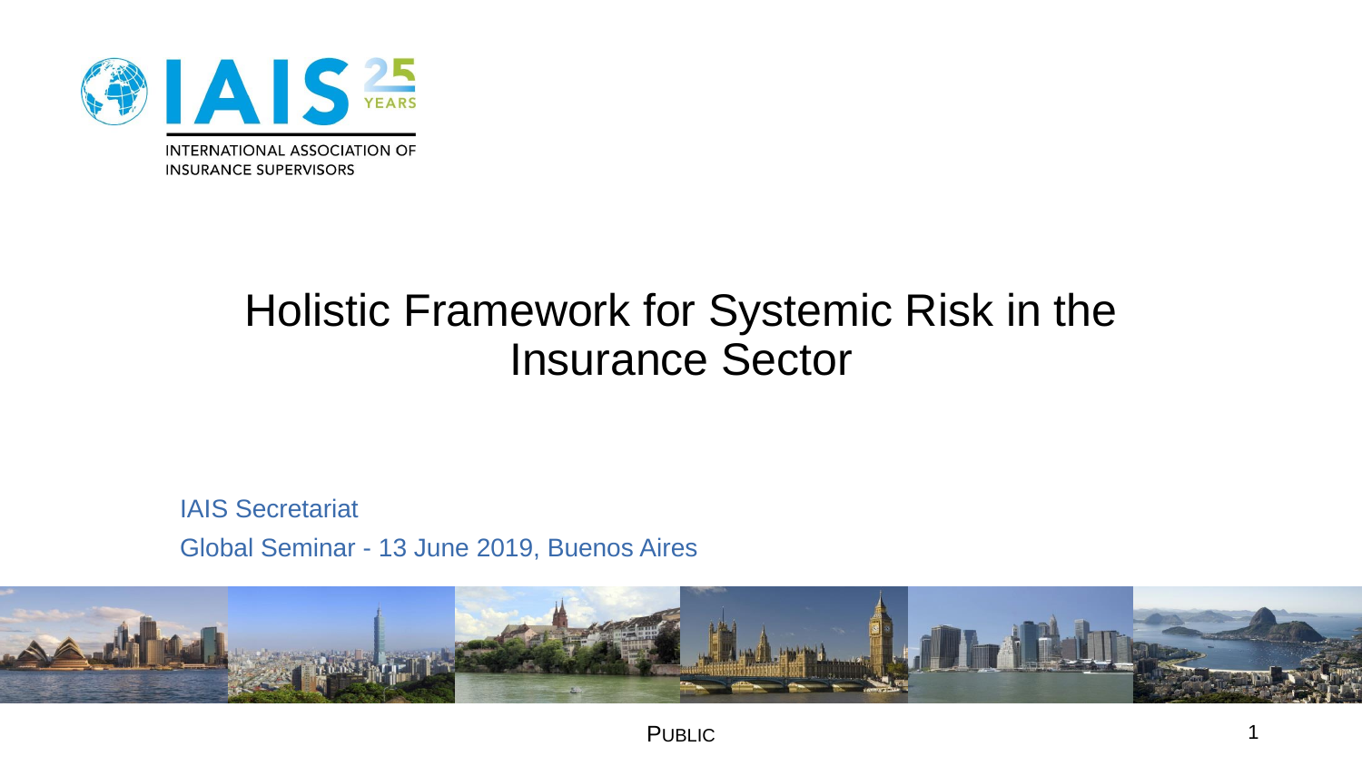IAIS 25 YEARS

INTERNATIONAL ASSOCIATION OF INSURANCE SUPERVISORS

# Holistic Framework for Systemic Risk in the Insurance Sector

IAIS Secretariat

Global Seminar - 13 June 2019, Buenos Aires

PUBLIC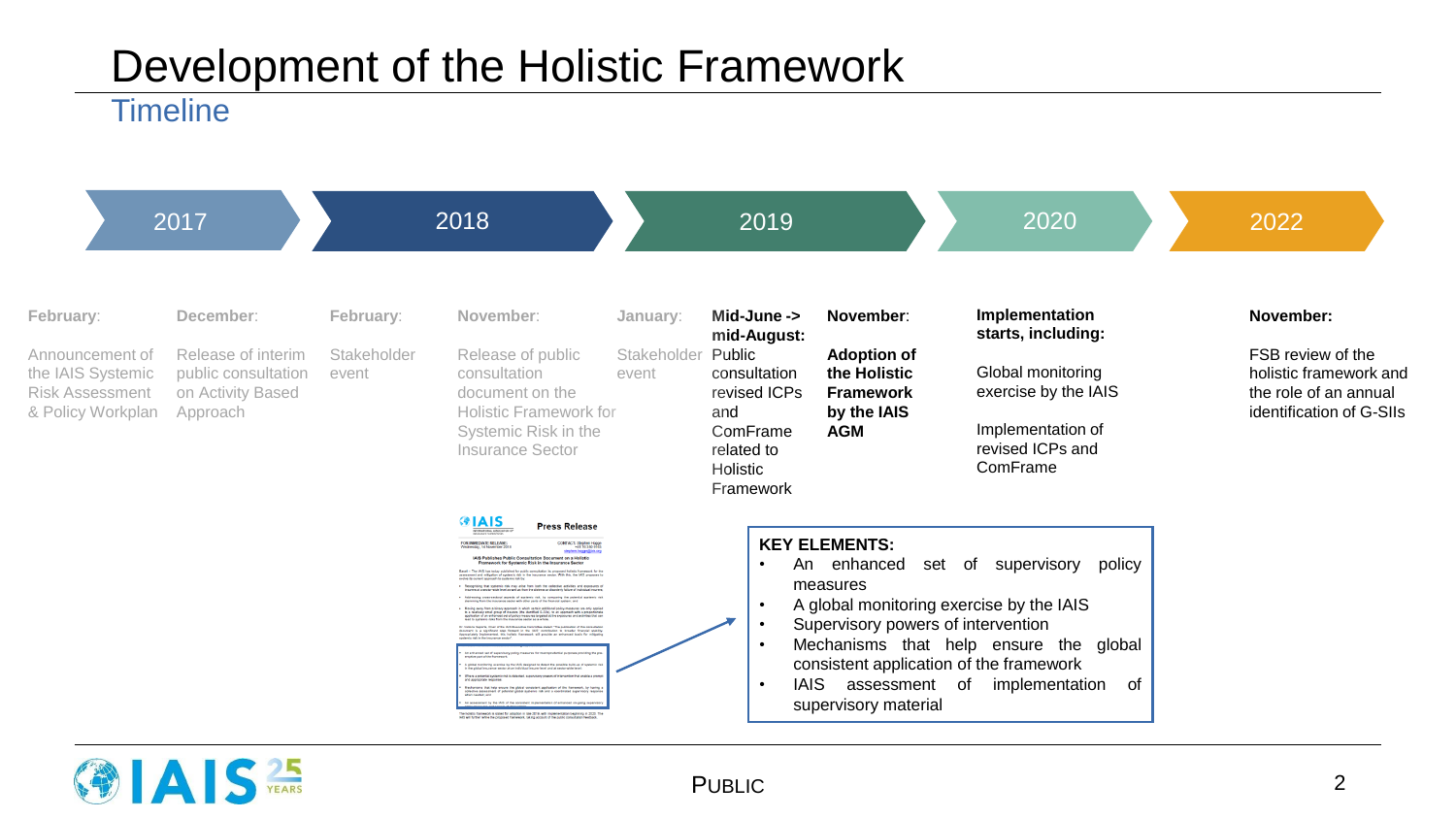# Development of the Holistic Framework

## Timeline

### 2017

**February:** Announcement of the IAIS Systemic Risk Assessment & Policy Workplan

**December:** Release of interim public consultation on Activity Based Approach

### 2018

**February:** Stakeholder event

**November:** Release of public consultation document on the Holistic Framework for Systemic Risk in the Insurance Sector

### 2019

**January:** Stakeholder event

**Mid-June -> mid-August:** Public consultation revised ICPs and ComFrame related to Holistic Framework

**November:** **Adoption of the Holistic Framework by the IAIS AGM**

### 2020

**Implementation starts, including:**

Global monitoring exercise by the IAIS

Implementation of revised ICPs and ComFrame

### 2022

**November:**

FSB review of the holistic framework and the role of an annual identification of G-SIIs

**KEY ELEMENTS:**

- An enhanced set of supervisory policy measures
- A global monitoring exercise by the IAIS
- Supervisory powers of intervention
- Mechanisms that help ensure the global consistent application of the framework
- IAIS assessment of implementation of supervisory material

PUBLIC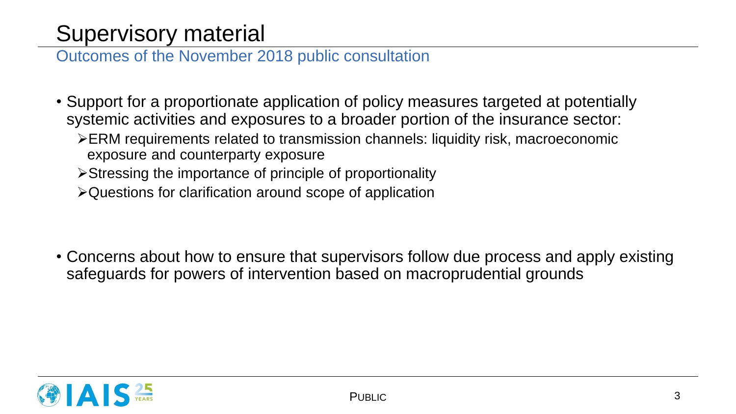# Supervisory material

## Outcomes of the November 2018 public consultation

- Support for a proportionate application of policy measures targeted at potentially systemic activities and exposures to a broader portion of the insurance sector:
  - ERM requirements related to transmission channels: liquidity risk, macroeconomic exposure and counterparty exposure
  - Stressing the importance of principle of proportionality
  - Questions for clarification around scope of application

- Concerns about how to ensure that supervisors follow due process and apply existing safeguards for powers of intervention based on macroprudential grounds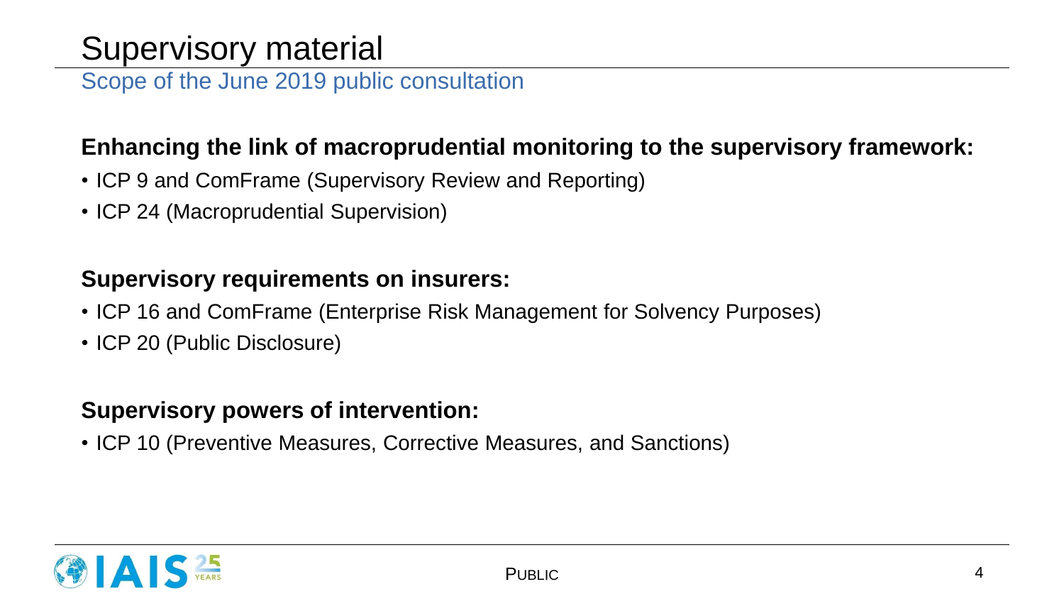# Supervisory material

## Scope of the June 2019 public consultation

**Enhancing the link of macroprudential monitoring to the supervisory framework:**

- ICP 9 and ComFrame (Supervisory Review and Reporting)
- ICP 24 (Macroprudential Supervision)

**Supervisory requirements on insurers:**

- ICP 16 and ComFrame (Enterprise Risk Management for Solvency Purposes)
- ICP 20 (Public Disclosure)

**Supervisory powers of intervention:**

- ICP 10 (Preventive Measures, Corrective Measures, and Sanctions)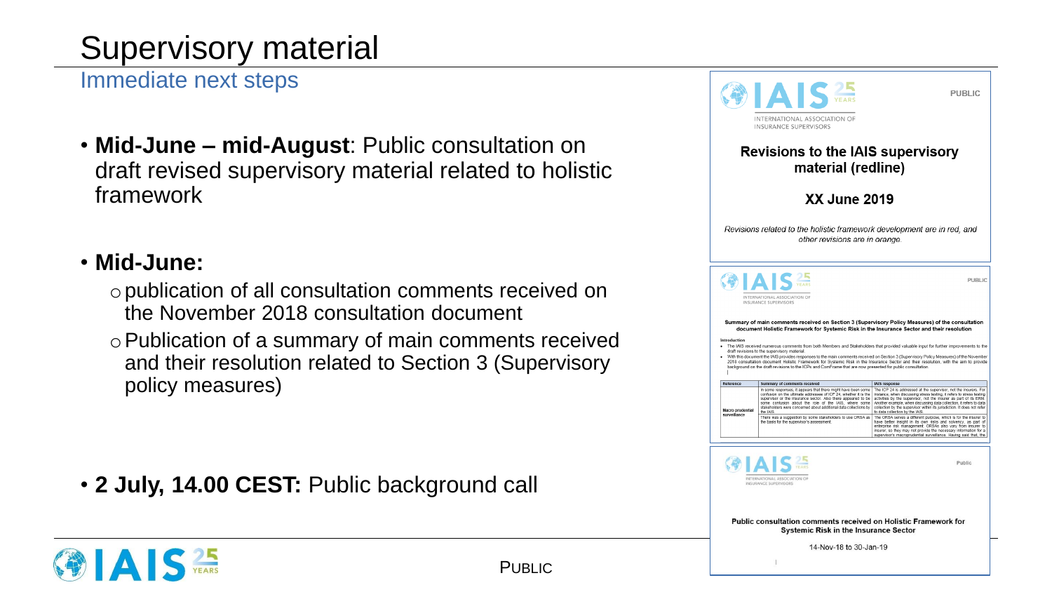# Supervisory material

## Immediate next steps

- **Mid-June – mid-August**: Public consultation on draft revised supervisory material related to holistic framework

- **Mid-June:**
  - publication of all consultation comments received on the November 2018 consultation document
  - Publication of a summary of main comments received and their resolution related to Section 3 (Supervisory policy measures)

- **2 July, 14.00 CEST:** Public background call

PUBLIC

**Revisions to the IAIS supervisory material (redline)**

**XX June 2019**

*Revisions related to the holistic framework development are in red, and other revisions are in orange.*

**Summary of main comments received on Section 3 (Supervisory Policy Measures) of the consultation document Holistic Framework for Systemic Risk in the Insurance Sector and their resolution**

**Public consultation comments received on Holistic Framework for Systemic Risk in the Insurance Sector**

14-Nov-18 to 30-Jan-19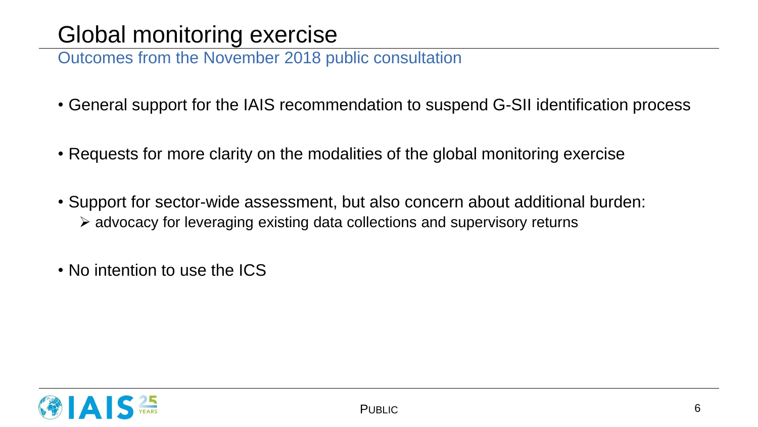# Global monitoring exercise

## Outcomes from the November 2018 public consultation

- General support for the IAIS recommendation to suspend G-SII identification process
- Requests for more clarity on the modalities of the global monitoring exercise
- Support for sector-wide assessment, but also concern about additional burden:
  - advocacy for leveraging existing data collections and supervisory returns
- No intention to use the ICS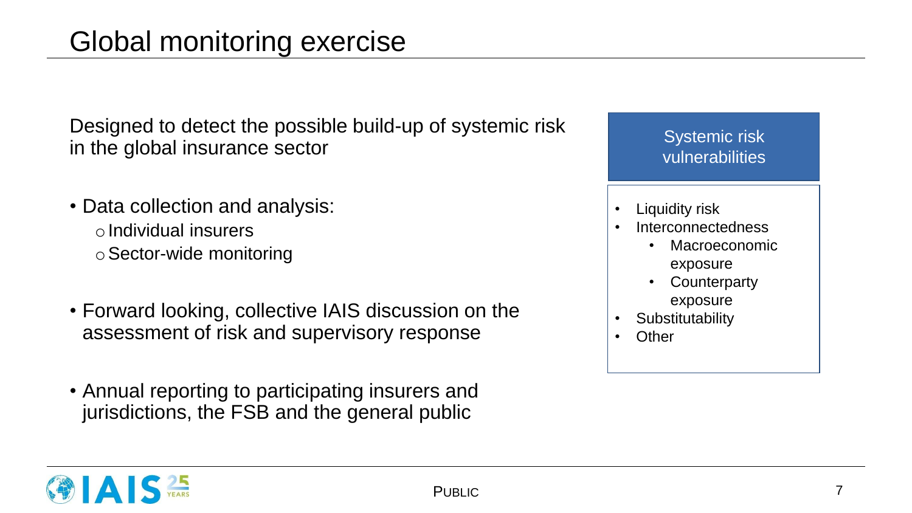# Global monitoring exercise

Designed to detect the possible build-up of systemic risk in the global insurance sector

- Data collection and analysis:
  - Individual insurers
  - Sector-wide monitoring
- Forward looking, collective IAIS discussion on the assessment of risk and supervisory response
- Annual reporting to participating insurers and jurisdictions, the FSB and the general public

**Systemic risk vulnerabilities**

- Liquidity risk
- Interconnectedness
  - Macroeconomic exposure
  - Counterparty exposure
- Substitutability
- Other

PUBLIC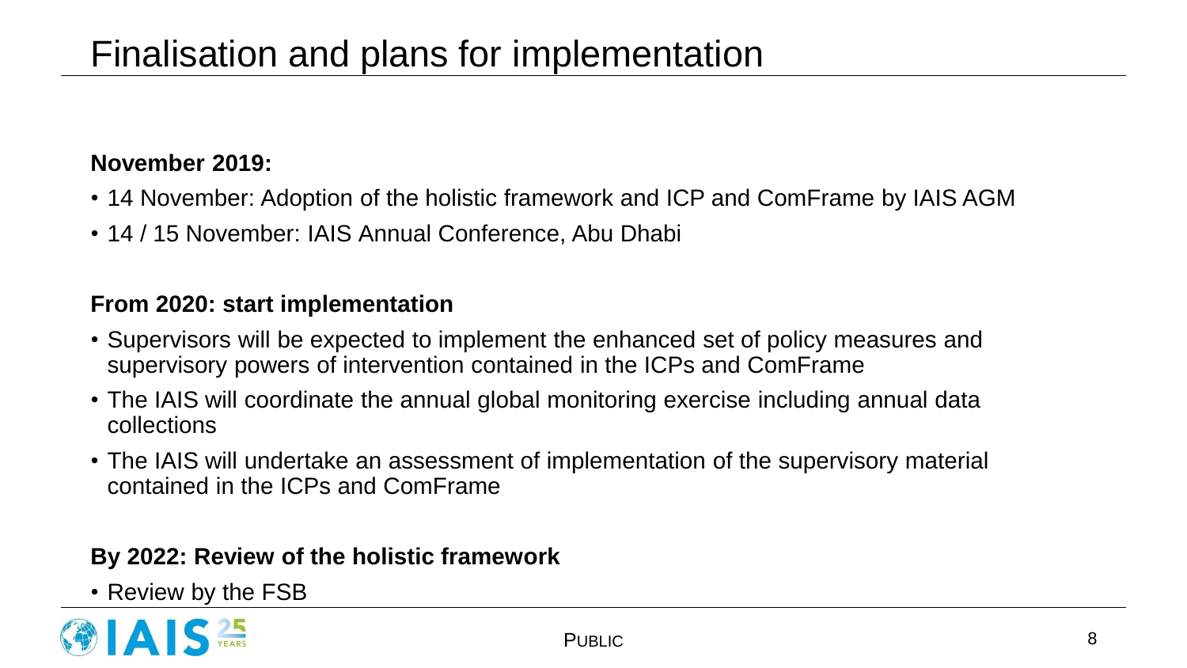# Finalisation and plans for implementation

**November 2019:**

- 14 November: Adoption of the holistic framework and ICP and ComFrame by IAIS AGM
- 14 / 15 November: IAIS Annual Conference, Abu Dhabi

**From 2020: start implementation**

- Supervisors will be expected to implement the enhanced set of policy measures and supervisory powers of intervention contained in the ICPs and ComFrame
- The IAIS will coordinate the annual global monitoring exercise including annual data collections
- The IAIS will undertake an assessment of implementation of the supervisory material contained in the ICPs and ComFrame

**By 2022: Review of the holistic framework**

- Review by the FSB